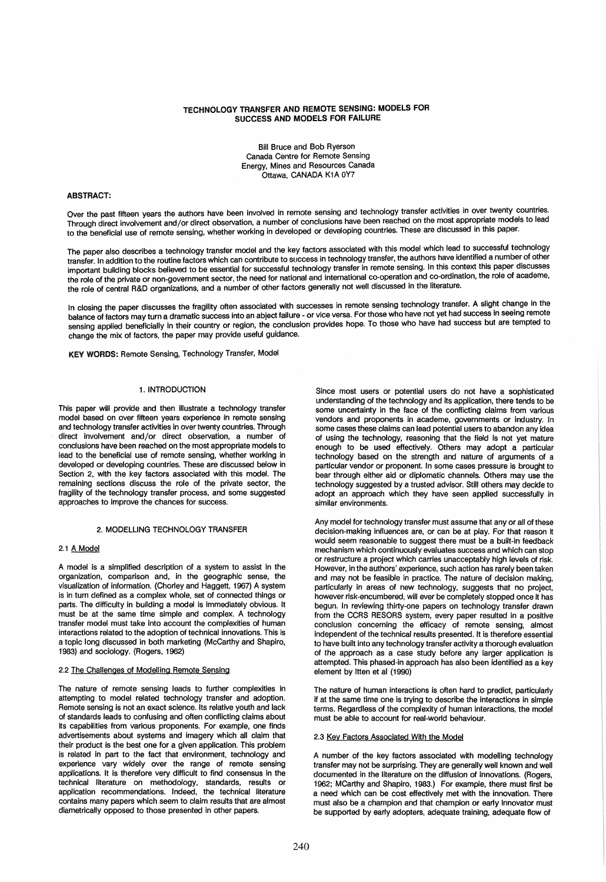# TECHNOLOGY TRANSFER AND REMOTE SENSING: MODELS FOR SUCCESS AND MODELS FOR FAILURE

Bill Bruce and Bob Ryerson
Canada Centre for Remote Sensing
Energy, Mines and Resources Canada
Ottawa, CANADA K1A 0Y7

**ABSTRACT:**

Over the past fifteen years the authors have been involved in remote sensing and technology transfer activities in over twenty countries. Through direct involvement and/or direct observation, a number of conclusions have been reached on the most appropriate models to lead to the beneficial use of remote sensing, whether working in developed or developing countries. These are discussed in this paper.

The paper also describes a technology transfer model and the key factors associated with this model which lead to successful technology transfer. In addition to the routine factors which can contribute to success in technology transfer, the authors have identified a number of other important building blocks believed to be essential for successful technology transfer in remote sensing. In this context this paper discusses the role of the private or non-government sector, the need for national and international co-operation and co-ordination, the role of academe, the role of central R&D organizations, and a number of other factors generally not well discussed in the literature.

In closing the paper discusses the fragility often associated with successes in remote sensing technology transfer. A slight change in the balance of factors may turn a dramatic success into an abject failure - or vice versa. For those who have not yet had success in seeing remote sensing applied beneficially in their country or region, the conclusion provides hope. To those who have had success but are tempted to change the mix of factors, the paper may provide useful guidance.

**KEY WORDS:** Remote Sensing, Technology Transfer, Model

## 1. INTRODUCTION

This paper will provide and then illustrate a technology transfer model based on over fifteen years experience in remote sensing and technology transfer activities in over twenty countries. Through direct involvement and/or direct observation, a number of conclusions have been reached on the most appropriate models to lead to the beneficial use of remote sensing, whether working in developed or developing countries. These are discussed below in Section 2, with the key factors associated with this model. The remaining sections discuss the role of the private sector, the fragility of the technology transfer process, and some suggested approaches to improve the chances for success.

## 2. MODELLING TECHNOLOGY TRANSFER

### 2.1 A Model

A model is a simplified description of a system to assist in the organization, comparison and, in the geographic sense, the visualization of information. (Chorley and Haggett, 1967) A system is in turn defined as a complex whole, set of connected things or parts. The difficulty in building a model is immediately obvious. It must be at the same time simple and complex. A technology transfer model must take into account the complexities of human interactions related to the adoption of technical innovations. This is a topic long discussed in both marketing (McCarthy and Shapiro, 1983) and sociology. (Rogers, 1962)

### 2.2 The Challenges of Modelling Remote Sensing

The nature of remote sensing leads to further complexities in attempting to model related technology transfer and adoption. Remote sensing is not an exact science. Its relative youth and lack of standards leads to confusing and often conflicting claims about its capabilities from various proponents. For example, one finds advertisements about systems and imagery which all claim that their product is the best one for a given application. This problem is related in part to the fact that environment, technology and experience vary widely over the range of remote sensing applications. It is therefore very difficult to find consensus in the technical literature on methodology, standards, results or application recommendations. Indeed, the technical literature contains many papers which seem to claim results that are almost diametrically opposed to those presented in other papers.

Since most users or potential users do not have a sophisticated understanding of the technology and its application, there tends to be some uncertainty in the face of the conflicting claims from various vendors and proponents in academe, governments or industry. In some cases these claims can lead potential users to abandon any idea of using the technology, reasoning that the field is not yet mature enough to be used effectively. Others may adopt a particular technology based on the strength and nature of arguments of a particular vendor or proponent. In some cases pressure is brought to bear through either aid or diplomatic channels. Others may use the technology suggested by a trusted advisor. Still others may decide to adopt an approach which they have seen applied successfully in similar environments.

Any model for technology transfer must assume that any or all of these decision-making influences are, or can be at play. For that reason it would seem reasonable to suggest there must be a built-in feedback mechanism which continuously evaluates success and which can stop or restructure a project which carries unacceptably high levels of risk. However, in the authors' experience, such action has rarely been taken and may not be feasible in practice. The nature of decision making, particularly in areas of new technology, suggests that no project, however risk-encumbered, will ever be completely stopped once it has begun. In reviewing thirty-one papers on technology transfer drawn from the CCRS RESORS system, every paper resulted in a positive conclusion concerning the efficacy of remote sensing, almost independent of the technical results presented. It is therefore essential to have built into any technology transfer activity a thorough evaluation of the approach as a case study before any larger application is attempted. This phased-in approach has also been identified as a key element by Itten et al (1990)

The nature of human interactions is often hard to predict, particularly if at the same time one is trying to describe the interactions in simple terms. Regardless of the complexity of human interactions, the model must be able to account for real-world behaviour.

### 2.3 Key Factors Associated With the Model

A number of the key factors associated with modelling technology transfer may not be surprising. They are generally well known and well documented in the literature on the diffusion of innovations. (Rogers, 1962; MCarthy and Shapiro, 1983.) For example, there must first be a need which can be cost effectively met with the innovation. There must also be a champion and that champion or early innovator must be supported by early adopters, adequate training, adequate flow of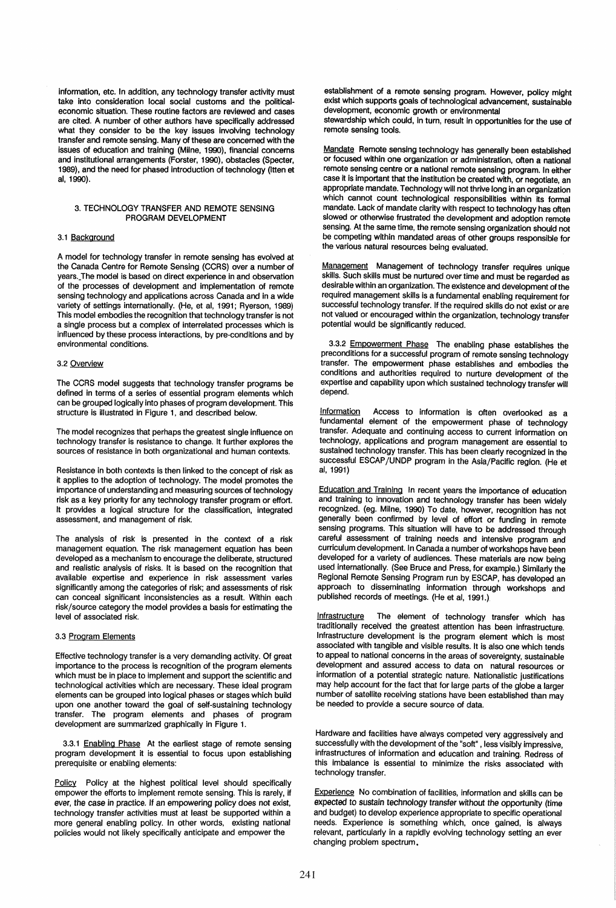information, etc. In addition, any technology transfer activity must take into consideration local social customs and the political-economic situation. These routine factors are reviewed and cases are cited. A number of other authors have specifically addressed what they consider to be the key issues involving technology transfer and remote sensing. Many of these are concerned with the issues of education and training (Milne, 1990), financial concerns and institutional arrangements (Forster, 1990), obstacles (Specter, 1989), and the need for phased introduction of technology (Itten et al, 1990).

## 3. TECHNOLOGY TRANSFER AND REMOTE SENSING PROGRAM DEVELOPMENT

### 3.1 Background

A model for technology transfer in remote sensing has evolved at the Canada Centre for Remote Sensing (CCRS) over a number of years. The model is based on direct experience in and observation of the processes of development and implementation of remote sensing technology and applications across Canada and in a wide variety of settings internationally. (He, et al, 1991; Ryerson, 1989) This model embodies the recognition that technology transfer is not a single process but a complex of interrelated processes which is influenced by these process interactions, by pre-conditions and by environmental conditions.

### 3.2 Overview

The CCRS model suggests that technology transfer programs be defined in terms of a series of essential program elements which can be grouped logically into phases of program development. This structure is illustrated in Figure 1, and described below.

The model recognizes that perhaps the greatest single influence on technology transfer is resistance to change. It further explores the sources of resistance in both organizational and human contexts.

Resistance in both contexts is then linked to the concept of risk as it applies to the adoption of technology. The model promotes the importance of understanding and measuring sources of technology risk as a key priority for any technology transfer program or effort. It provides a logical structure for the classification, integrated assessment, and management of risk.

The analysis of risk is presented in the context of a risk management equation. The risk management equation has been developed as a mechanism to encourage the deliberate, structured and realistic analysis of risks. It is based on the recognition that available expertise and experience in risk assessment varies significantly among the categories of risk; and assessments of risk can conceal significant inconsistencies as a result. Within each risk/source category the model provides a basis for estimating the level of associated risk.

### 3.3 Program Elements

Effective technology transfer is a very demanding activity. Of great importance to the process is recognition of the program elements which must be in place to implement and support the scientific and technological activities which are necessary. These ideal program elements can be grouped into logical phases or stages which build upon one another toward the goal of self-sustaining technology transfer. The program elements and phases of program development are summarized graphically in Figure 1.

3.3.1 Enabling Phase At the earliest stage of remote sensing program development it is essential to focus upon establishing prerequisite or enabling elements:

Policy Policy at the highest political level should specifically empower the efforts to implement remote sensing. This is rarely, if ever, the case in practice. If an empowering policy does not exist, technology transfer activities must at least be supported within a more general enabling policy. In other words, existing national policies would not likely specifically anticipate and empower the establishment of a remote sensing program. However, policy might exist which supports goals of technological advancement, sustainable development, economic growth or environmental stewardship which could, in turn, result in opportunities for the use of remote sensing tools.

Mandate Remote sensing technology has generally been established or focused within one organization or administration, often a national remote sensing centre or a national remote sensing program. In either case it is important that the institution be created with, or negotiate, an appropriate mandate. Technology will not thrive long in an organization which cannot count technological responsibilities within its formal mandate. Lack of mandate clarity with respect to technology has often slowed or otherwise frustrated the development and adoption remote sensing. At the same time, the remote sensing organization should not be competing within mandated areas of other groups responsible for the various natural resources being evaluated.

Management Management of technology transfer requires unique skills. Such skills must be nurtured over time and must be regarded as desirable within an organization. The existence and development of the required management skills is a fundamental enabling requirement for successful technology transfer. If the required skills do not exist or are not valued or encouraged within the organization, technology transfer potential would be significantly reduced.

3.3.2 Empowerment Phase The enabling phase establishes the preconditions for a successful program of remote sensing technology transfer. The empowerment phase establishes and embodies the conditions and authorities required to nurture development of the expertise and capability upon which sustained technology transfer will depend.

Information Access to information is often overlooked as a fundamental element of the empowerment phase of technology transfer. Adequate and continuing access to current information on technology, applications and program management are essential to sustained technology transfer. This has been clearly recognized in the successful ESCAP/UNDP program in the Asia/Pacific region. (He et al, 1991)

Education and Training In recent years the importance of education and training to innovation and technology transfer has been widely recognized. (eg. Milne, 1990) To date, however, recognition has not generally been confirmed by level of effort or funding in remote sensing programs. This situation will have to be addressed through careful assessment of training needs and intensive program and curriculum development. In Canada a number of workshops have been developed for a variety of audiences. These materials are now being used internationally. (See Bruce and Press, for example.) Similarly the Regional Remote Sensing Program run by ESCAP, has developed an approach to disseminating information through workshops and published records of meetings. (He et al, 1991.)

Infrastructure The element of technology transfer which has traditionally received the greatest attention has been infrastructure. Infrastructure development is the program element which is most associated with tangible and visible results. It is also one which tends to appeal to national concerns in the areas of sovereignty, sustainable development and assured access to data on natural resources or information of a potential strategic nature. Nationalistic justifications may help account for the fact that for large parts of the globe a larger number of satellite receiving stations have been established than may be needed to provide a secure source of data.

Hardware and facilities have always competed very aggressively and successfully with the development of the "soft", less visibly impressive, infrastructures of information and education and training. Redress of this imbalance is essential to minimize the risks associated with technology transfer.

Experience No combination of facilities, information and skills can be expected to sustain technology transfer without the opportunity (time and budget) to develop experience appropriate to specific operational needs. Experience is something which, once gained, is always relevant, particularly in a rapidly evolving technology setting an ever changing problem spectrum.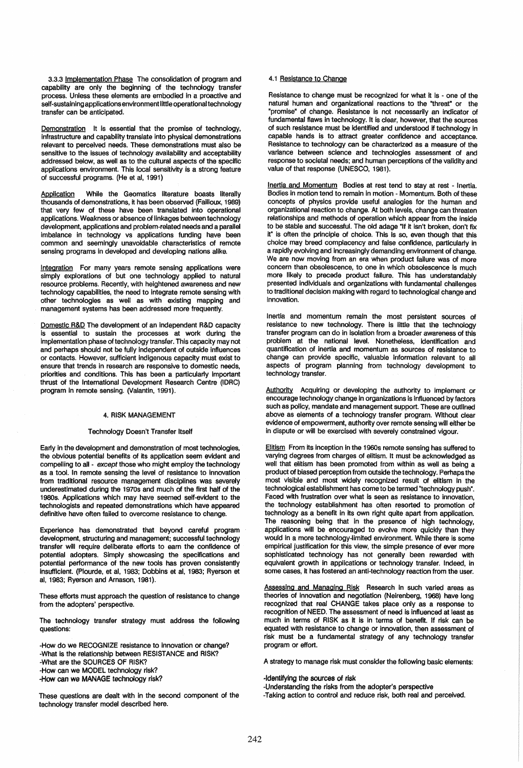3.3.3 Implementation Phase The consolidation of program and capability are only the beginning of the technology transfer process. Unless these elements are embodied in a proactive and self-sustaining applications environment little operational technology transfer can be anticipated.

Demonstration It is essential that the promise of technology, infrastructure and capability translate into physical demonstrations relevant to perceived needs. These demonstrations must also be sensitive to the issues of technology availability and acceptability addressed below, as well as to the cultural aspects of the specific applications environment. This local sensitivity is a strong feature of successful programs. (He et al, 1991)

Application While the Geomatics literature boasts literally thousands of demonstrations, it has been observed (Failloux, 1989) that very few of these have been translated into operational applications. Weakness or absence of linkages between technology development, applications and problem-related needs and a parallel imbalance in technology vs applications funding have been common and seemingly unavoidable characteristics of remote sensing programs in developed and developing nations alike.

Integration For many years remote sensing applications were simply explorations of but one technology applied to natural resource problems. Recently, with heightened awareness and new technology capabilities, the need to integrate remote sensing with other technologies as well as with existing mapping and management systems has been addressed more frequently.

Domestic R&D The development of an independent R&D capacity is essential to sustain the processes at work during the implementation phase of technology transfer. This capacity may not and perhaps should not be fully independent of outside influences or contacts. However, sufficient indigenous capacity must exist to ensure that trends in research are responsive to domestic needs, priorities and conditions. This has been a particularly important thrust of the International Development Research Centre (IDRC) program in remote sensing. (Valantin, 1991).

## 4. RISK MANAGEMENT

### Technology Doesn't Transfer Itself

Early in the development and demonstration of most technologies, the obvious potential benefits of its application seem evident and compelling to all - *except* those who might employ the technology as a tool. In remote sensing the level of resistance to innovation from traditional resource management disciplines was severely underestimated during the 1970s and much of the first half of the 1980s. Applications which may have seemed self-evident to the technologists and repeated demonstrations which have appeared definitive have often failed to overcome resistance to change.

Experience has demonstrated that beyond careful program development, structuring and management; successful technology transfer will require deliberate efforts to earn the confidence of potential adopters. Simply showcasing the specifications and potential performance of the new tools has proven consistently insufficient. (Plourde, et al, 1983; Dobbins et al, 1983; Ryerson et al, 1983; Ryerson and Arnason, 1981).

These efforts must approach the question of resistance to change from the adopters' perspective.

The technology transfer strategy must address the following questions:

-How do we RECOGNIZE resistance to innovation or change?
-What is the relationship between RESISTANCE and RISK?
-What are the SOURCES OF RISK?
-How can we MODEL technology risk?
-How can we MANAGE technology risk?

These questions are dealt with in the second component of the technology transfer model described here.

### 4.1 Resistance to Change

Resistance to change must be recognized for what it is - one of the natural human and organizational reactions to the "threat" or the "promise" of change. Resistance is not necessarily an indicator of fundamental flaws in technology. It is clear, however, that the sources of such resistance must be identified and understood if technology in capable hands is to attract greater confidence and acceptance. Resistance to technology can be characterized as a measure of the variance between science and technologies assessment of and response to societal needs; and human perceptions of the validity and value of that response (UNESCO, 1981).

Inertia and Momentum Bodies at rest tend to stay at rest - Inertia. Bodies in motion tend to remain in motion - Momentum. Both of these concepts of physics provide useful analogies for the human and organizational reaction to change. At both levels, change can threaten relationships and methods of operation which appear from the inside to be stable and successful. The old adage "If it isn't broken, don't fix it" is often the principle of choice. This is so, even though that this choice may breed complacency and false confidence, particularly in a rapidly evolving and increasingly demanding environment of change. We are now moving from an era when product failure was of more concern than obsolescence, to one in which obsolescence is much more likely to precede product failure. This has understandably presented individuals and organizations with fundamental challenges to traditional decision making with regard to technological change and innovation.

Inertia and momentum remain the most persistent sources of resistance to new technology. There is little that the technology transfer program can do in isolation from a broader awareness of this problem at the national level. Nonetheless, identification and quantification of inertia and momentum as sources of resistance to change can provide specific, valuable information relevant to all aspects of program planning from technology development to technology transfer.

Authority Acquiring or developing the authority to implement or encourage technology change in organizations is influenced by factors such as policy, mandate and management support. These are outlined above as elements of a technology transfer program. Without clear evidence of empowerment, authority over remote sensing will either be in dispute or will be exercised with severely constrained vigour.

Elitism From its inception in the 1960s remote sensing has suffered to varying degrees from charges of elitism. It must be acknowledged as well that elitism has been promoted from within as well as being a product of biased perception from outside the technology. Perhaps the most visible and most widely recognized result of elitism in the technological establishment has come to be termed "technology push". Faced with frustration over what is seen as resistance to innovation, the technology establishment has often resorted to promotion of technology as a benefit in its own right quite apart from application. The reasoning being that in the presence of high technology, applications will be encouraged to evolve more quickly than they would in a more technology-limited environment. While there is some empirical justification for this view, the simple presence of ever more sophisticated technology has not generally been rewarded with equivalent growth in applications or technology transfer. Indeed, in some cases, it has fostered an anti-technology reaction from the user.

Assessing and Managing Risk Research in such varied areas as theories of innovation and negotiation (Neirenberg, 1968) have long recognized that real CHANGE takes place only as a response to recognition of NEED. The assessment of need is influenced at least as much in terms of RISK as it is in terms of benefit. If risk can be equated with resistance to change or innovation, then assessment of risk must be a fundamental strategy of any technology transfer program or effort.

A strategy to manage risk must consider the following basic elements:

-Identifying the sources of risk
-Understanding the risks from the adopter's perspective
-Taking action to control and reduce risk, both real and perceived.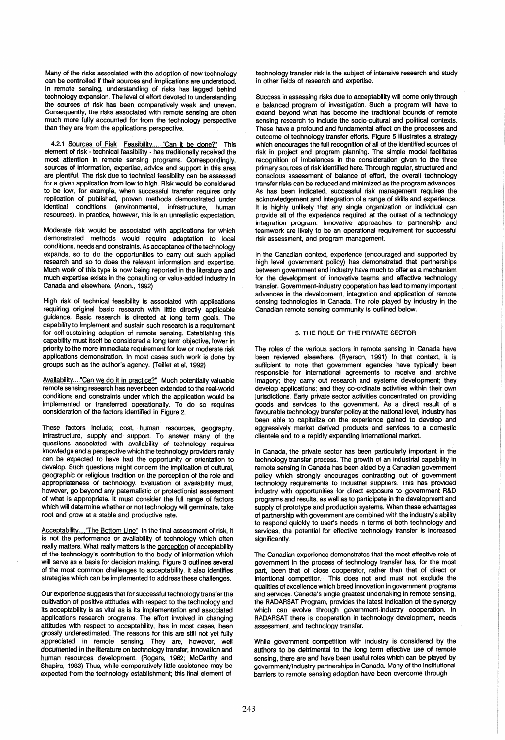Many of the risks associated with the adoption of new technology can be controlled if their sources and implications are understood. In remote sensing, understanding of risks has lagged behind technology expansion. The level of effort devoted to understanding the sources of risk has been comparatively weak and uneven. Consequently, the risks associated with remote sensing are often much more fully accounted for from the technology perspective than they are from the applications perspective.

4.2.1 Sources of Risk Feasibility.... "Can it be done?" This element of risk - technical feasibility - has traditionally received the most attention in remote sensing programs. Correspondingly, sources of information, expertise, advice and support in this area are plentiful. The risk due to technical feasibility can be assessed for a given application from low to high. Risk would be considered to be low, for example, when successful transfer requires only replication of published, proven methods demonstrated under identical conditions (environmental, infrastructure, human resources). In practice, however, this is an unrealistic expectation.

Moderate risk would be associated with applications for which demonstrated methods would require adaptation to local conditions, needs and constraints. As acceptance of the technology expands, so to do the opportunities to carry out such applied research and so to does the relevant information and expertise. Much work of this type is now being reported in the literature and much expertise exists in the consulting or value-added industry in Canada and elsewhere. (Anon., 1992)

High risk of technical feasibility is associated with applications requiring original basic research with little directly applicable guidance. Basic research is directed at long term goals. The capability to implement and sustain such research is a requirement for self-sustaining adoption of remote sensing. Establishing this capability must itself be considered a long term objective, lower in priority to the more immediate requirement for low or moderate risk applications demonstration. In most cases such work is done by groups such as the author's agency. (Teillet et al, 1992)

Availability...."Can we do it in practice?" Much potentially valuable remote sensing research has never been extended to the real-world conditions and constraints under which the application would be implemented or transferred operationally. To do so requires consideration of the factors identified in Figure 2.

These factors include; cost, human resources, geography, infrastructure, supply and support. To answer many of the questions associated with availability of technology requires knowledge and a perspective which the technology providers rarely can be expected to have had the opportunity or orientation to develop. Such questions might concern the implication of cultural, geographic or religious tradition on the perception of the role and appropriateness of technology. Evaluation of availability must, however, go beyond any paternalistic or protectionist assessment of what is appropriate. It must consider the full range of factors which will determine whether or not technology will germinate, take root and grow at a stable and productive rate.

Acceptability...."The Bottom Line" In the final assessment of risk, it is not the performance or availability of technology which often really matters. What really matters is the perception of acceptability of the technology's contribution to the body of information which will serve as a basis for decision making. Figure 3 outlines several of the most common challenges to acceptability. It also identifies strategies which can be implemented to address these challenges.

Our experience suggests that for successful technology transfer the cultivation of positive attitudes with respect to the technology and its acceptability is as vital as is its implementation and associated applications research programs. The effort involved in changing attitudes with respect to acceptability, has in most cases, been grossly underestimated. The reasons for this are still not yet fully appreciated in remote sensing. They are, however, well documented in the literature on technology transfer, innovation and human resources development. (Rogers, 1962; McCarthy and Shapiro, 1983) Thus, while comparatively little assistance may be expected from the technology establishment; this final element of technology transfer risk is the subject of intensive research and study in other fields of research and expertise.

Success in assessing risks due to acceptability will come only through a balanced program of investigation. Such a program will have to extend beyond what has become the traditional bounds of remote sensing research to include the socio-cultural and political contexts. These have a profound and fundamental affect on the processes and outcome of technology transfer efforts. Figure 5 illustrates a strategy which encourages the full recognition of all of the identified sources of risk in project and program planning. The simple model facilitates recognition of imbalances in the consideration given to the three primary sources of risk identified here. Through regular, structured and conscious assessment of balance of effort, the overall technology transfer risks can be reduced and minimized as the program advances. As has been indicated, successful risk management requires the acknowledgement and integration of a range of skills and experience. It is highly unlikely that any single organization or individual can provide all of the experience required at the outset of a technology integration program. Innovative approaches to partnership and teamwork are likely to be an operational requirement for successful risk assessment, and program management.

In the Canadian context, experience (encouraged and supported by high level government policy) has demonstrated that partnerships between government and industry have much to offer as a mechanism for the development of innovative teams and effective technology transfer. Government-industry cooperation has lead to many important advances in the development, integration and application of remote sensing technologies in Canada. The role played by industry in the Canadian remote sensing community is outlined below.

## 5. THE ROLE OF THE PRIVATE SECTOR

The roles of the various sectors in remote sensing in Canada have been reviewed elsewhere. (Ryerson, 1991) In that context, it is sufficient to note that government agencies have typically been responsible for international agreements to receive and archive imagery; they carry out research and systems development; they develop applications; and they co-ordinate activities within their own jurisdictions. Early private sector activities concentrated on providing goods and services to the government. As a direct result of a favourable technology transfer policy at the national level, industry has been able to capitalize on the experience gained to develop and aggressively market derived products and services to a domestic clientele and to a rapidly expanding international market.

In Canada, the private sector has been particularly important in the technology transfer process. The growth of an industrial capability in remote sensing in Canada has been aided by a Canadian government policy which strongly encourages contracting out of government technology requirements to industrial suppliers. This has provided industry with opportunities for direct exposure to government R&D programs and results, as well as to participate in the development and supply of prototype and production systems. When these advantages of partnership with government are combined with the industry's ability to respond quickly to user's needs in terms of both technology and services, the potential for effective technology transfer is increased significantly.

The Canadian experience demonstrates that the most effective role of government in the process of technology transfer has, for the most part, been that of close cooperator, rather than that of direct or intentional competitor. This does not and must not exclude the qualities of excellence which breed innovation in government programs and services. Canada's single greatest undertaking in remote sensing, the RADARSAT Program, provides the latest indication of the synergy which can evolve through government-industry cooperation. In RADARSAT there is cooperation in technology development, needs assessment, and technology transfer.

While government competition with industry is considered by the authors to be detrimental to the long term effective use of remote sensing, there are and have been useful roles which can be played by government/industry partnerships in Canada. Many of the institutional barriers to remote sensing adoption have been overcome through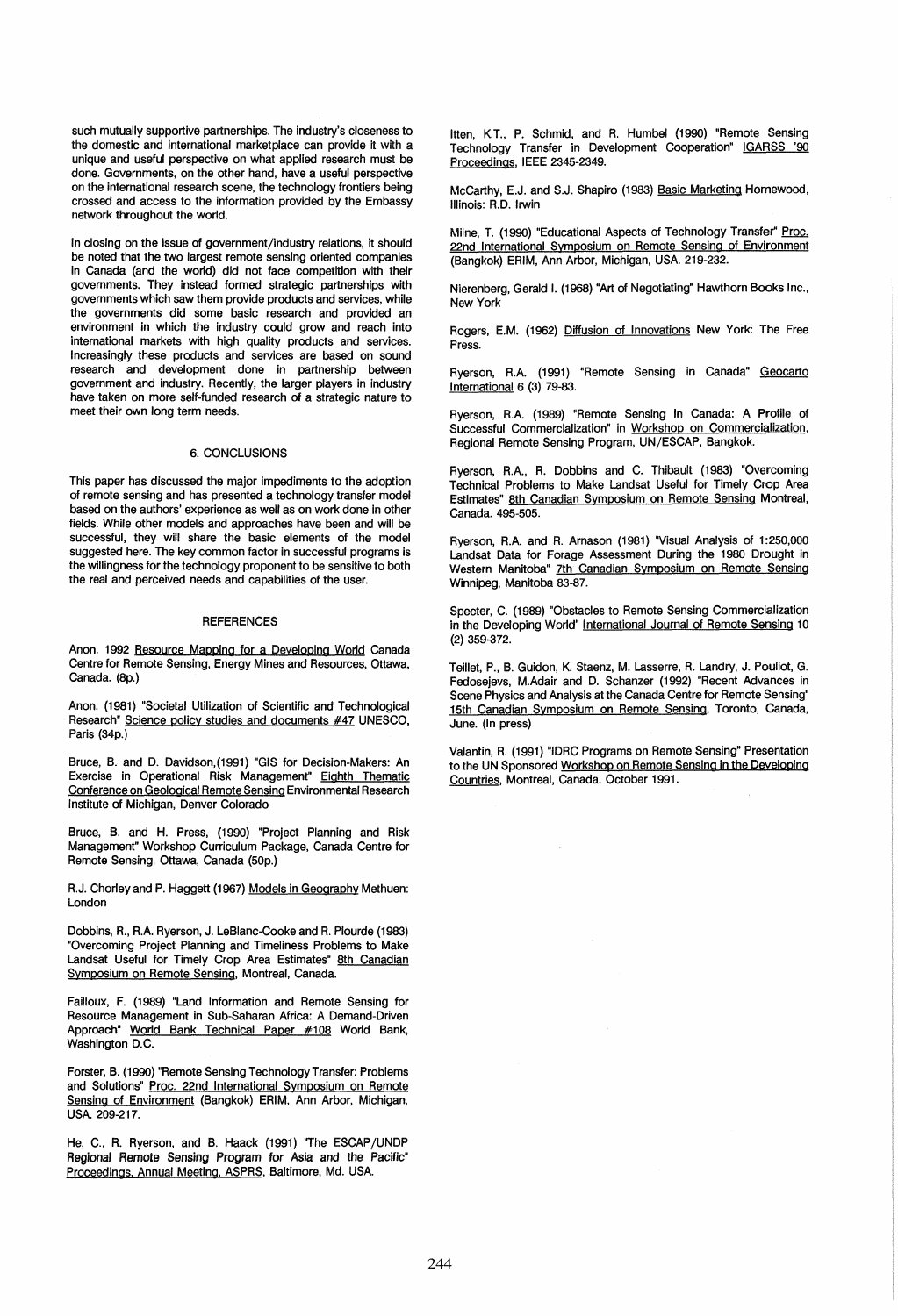such mutually supportive partnerships. The industry's closeness to the domestic and international marketplace can provide it with a unique and useful perspective on what applied research must be done. Governments, on the other hand, have a useful perspective on the international research scene, the technology frontiers being crossed and access to the information provided by the Embassy network throughout the world.

In closing on the issue of government/industry relations, it should be noted that the two largest remote sensing oriented companies in Canada (and the world) did not face competition with their governments. They instead formed strategic partnerships with governments which saw them provide products and services, while the governments did some basic research and provided an environment in which the industry could grow and reach into international markets with high quality products and services. Increasingly these products and services are based on sound research and development done in partnership between government and industry. Recently, the larger players in industry have taken on more self-funded research of a strategic nature to meet their own long term needs.

## 6. CONCLUSIONS

This paper has discussed the major impediments to the adoption of remote sensing and has presented a technology transfer model based on the authors' experience as well as on work done in other fields. While other models and approaches have been and will be successful, they will share the basic elements of the model suggested here. The key common factor in successful programs is the willingness for the technology proponent to be sensitive to both the real and perceived needs and capabilities of the user.

## REFERENCES

Anon. 1992 Resource Mapping for a Developing World Canada Centre for Remote Sensing, Energy Mines and Resources, Ottawa, Canada. (8p.)

Anon. (1981) "Societal Utilization of Scientific and Technological Research" Science policy studies and documents #47 UNESCO, Paris (34p.)

Bruce, B. and D. Davidson,(1991) "GIS for Decision-Makers: An Exercise in Operational Risk Management" Eighth Thematic Conference on Geological Remote Sensing Environmental Research Institute of Michigan, Denver Colorado

Bruce, B. and H. Press, (1990) "Project Planning and Risk Management" Workshop Curriculum Package, Canada Centre for Remote Sensing, Ottawa, Canada (50p.)

R.J. Chorley and P. Haggett (1967) Models in Geography Methuen: London

Dobbins, R., R.A. Ryerson, J. LeBlanc-Cooke and R. Plourde (1983) "Overcoming Project Planning and Timeliness Problems to Make Landsat Useful for Timely Crop Area Estimates" 8th Canadian Symposium on Remote Sensing, Montreal, Canada.

Failloux, F. (1989) "Land Information and Remote Sensing for Resource Management in Sub-Saharan Africa: A Demand-Driven Approach" World Bank Technical Paper #108 World Bank, Washington D.C.

Forster, B. (1990) "Remote Sensing Technology Transfer: Problems and Solutions" Proc. 22nd International Symposium on Remote Sensing of Environment (Bangkok) ERIM, Ann Arbor, Michigan, USA. 209-217.

He, C., R. Ryerson, and B. Haack (1991) "The ESCAP/UNDP Regional Remote Sensing Program for Asia and the Pacific" Proceedings, Annual Meeting, ASPRS, Baltimore, Md. USA.

Itten, K.T., P. Schmid, and R. Humbel (1990) "Remote Sensing Technology Transfer in Development Cooperation" IGARSS '90 Proceedings, IEEE 2345-2349.

McCarthy, E.J. and S.J. Shapiro (1983) Basic Marketing Homewood, Illinois: R.D. Irwin

Milne, T. (1990) "Educational Aspects of Technology Transfer" Proc. 22nd International Symposium on Remote Sensing of Environment (Bangkok) ERIM, Ann Arbor, Michigan, USA. 219-232.

Nierenberg, Gerald I. (1968) "Art of Negotiating" Hawthorn Books Inc., New York

Rogers, E.M. (1962) Diffusion of Innovations New York: The Free Press.

Ryerson, R.A. (1991) "Remote Sensing in Canada" Geocarto International 6 (3) 79-83.

Ryerson, R.A. (1989) "Remote Sensing in Canada: A Profile of Successful Commercialization" in Workshop on Commercialization, Regional Remote Sensing Program, UN/ESCAP, Bangkok.

Ryerson, R.A., R. Dobbins and C. Thibault (1983) "Overcoming Technical Problems to Make Landsat Useful for Timely Crop Area Estimates" 8th Canadian Symposium on Remote Sensing Montreal, Canada. 495-505.

Ryerson, R.A. and R. Arnason (1981) "Visual Analysis of 1:250,000 Landsat Data for Forage Assessment During the 1980 Drought in Western Manitoba" 7th Canadian Symposium on Remote Sensing Winnipeg, Manitoba 83-87.

Specter, C. (1989) "Obstacles to Remote Sensing Commercialization in the Developing World" International Journal of Remote Sensing 10 (2) 359-372.

Teillet, P., B. Guidon, K. Staenz, M. Lasserre, R. Landry, J. Pouliot, G. Fedosejevs, M.Adair and D. Schanzer (1992) "Recent Advances in Scene Physics and Analysis at the Canada Centre for Remote Sensing" 15th Canadian Symposium on Remote Sensing, Toronto, Canada, June. (In press)

Valantin, R. (1991) "IDRC Programs on Remote Sensing" Presentation to the UN Sponsored Workshop on Remote Sensing in the Developing Countries, Montreal, Canada. October 1991.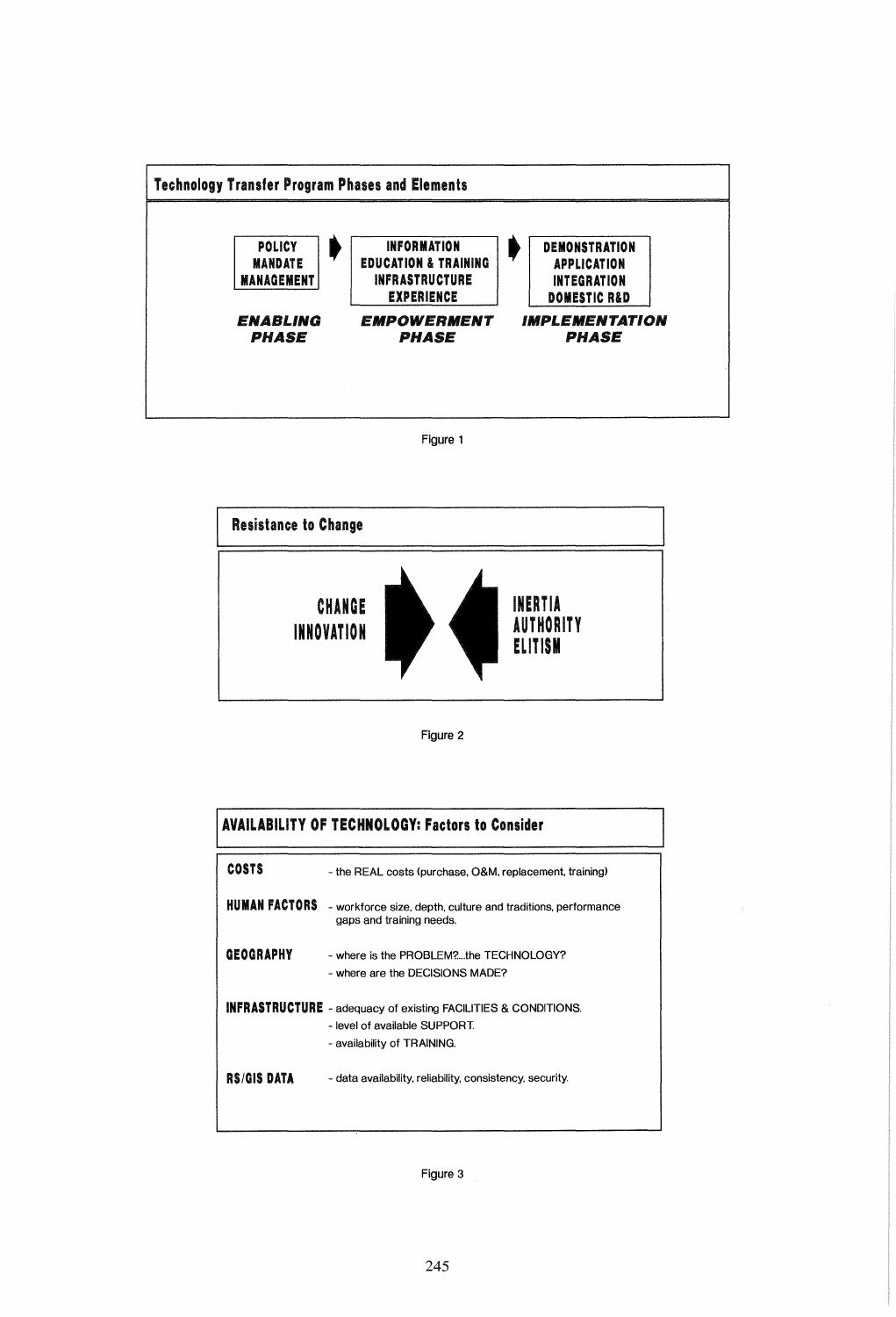**Technology Transfer Program Phases and Elements**

| ENABLING PHASE | EMPOWERMENT PHASE | IMPLEMENTATION PHASE |
|---|---|---|
| POLICY | INFORMATION | DEMONSTRATION |
| MANDATE | EDUCATION & TRAINING | APPLICATION |
| MANAGEMENT | INFRASTRUCTURE | INTEGRATION |
| | EXPERIENCE | DOMESTIC R&D |

Figure 1

**Resistance to Change**

CHANGE
INNOVATION

INERTIA
AUTHORITY
ELITISM

Figure 2

**AVAILABILITY OF TECHNOLOGY: Factors to Consider**

| | |
|---|---|
| **COSTS** | - the REAL costs (purchase, O&M, replacement, training) |
| **HUMAN FACTORS** | - workforce size, depth, culture and traditions, performance gaps and training needs. |
| **GEOGRAPHY** | - where is the PROBLEM?...the TECHNOLOGY?<br>- where are the DECISIONS MADE? |
| **INFRASTRUCTURE** | - adequacy of existing FACILITIES & CONDITIONS.<br>- level of available SUPPORT.<br>- availability of TRAINING. |
| **RS/GIS DATA** | - data availability, reliability, consistency, security. |

Figure 3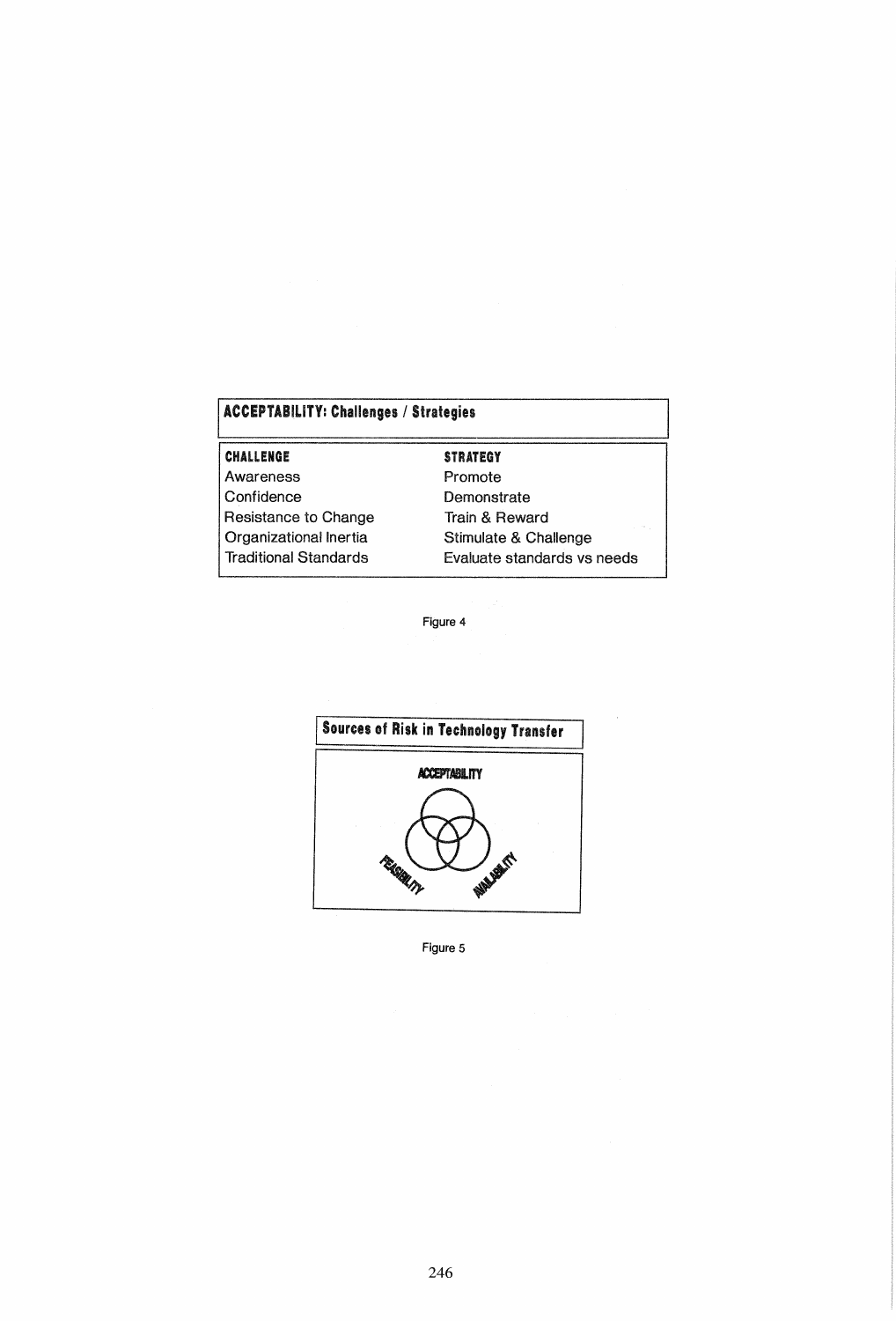**ACCEPTABILITY: Challenges / Strategies**

| CHALLENGE | STRATEGY |
|---|---|
| Awareness | Promote |
| Confidence | Demonstrate |
| Resistance to Change | Train & Reward |
| Organizational Inertia | Stimulate & Challenge |
| Traditional Standards | Evaluate standards vs needs |

Figure 4

**Sources of Risk in Technology Transfer**

ACCEPTABILITY

FEASIBILITY

AVAILABILITY

Figure 5